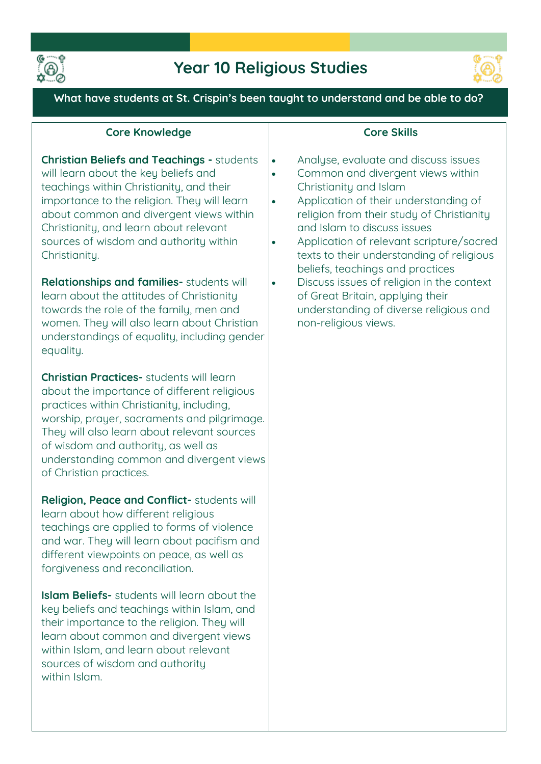# Year 10 Religious Studies

**What have students at St. Crispin's been taught to understand and be able to do?**

## Core Knowledge

**Christian Beliefs and Teachings -** students will learn about the key beliefs and teachings within Christianity, and their importance to the religion. They will learn about common and divergent views within Christianity, and learn about relevant sources of wisdom and authority within Christianity.

**Relationships and families-** students will learn about the attitudes of Christianity towards the role of the family, men and women. They will also learn about Christian understandings of equality, including gender equality.

**Christian Practices-** students will learn about the importance of different religious practices within Christianity, including, worship, prayer, sacraments and pilgrimage. They will also learn about relevant sources of wisdom and authority, as well as understanding common and divergent views of Christian practices.

**Religion, Peace and Conflict-** students will learn about how different religious teachings are applied to forms of violence and war. They will learn about pacifism and different viewpoints on peace, as well as forgiveness and reconciliation.

**Islam Beliefs-** students will learn about the key beliefs and teachings within Islam, and their importance to the religion. They will learn about common and divergent views within Islam, and learn about relevant sources of wisdom and authority within Islam.

## Core Skills

- Analyse, evaluate and discuss issues
- Common and divergent views within Christianity and Islam
- Application of their understanding of religion from their study of Christianity and Islam to discuss issues
- Application of relevant scripture/sacred texts to their understanding of religious beliefs, teachings and practices
- Discuss issues of religion in the context of Great Britain, applying their understanding of diverse religious and non-religious views.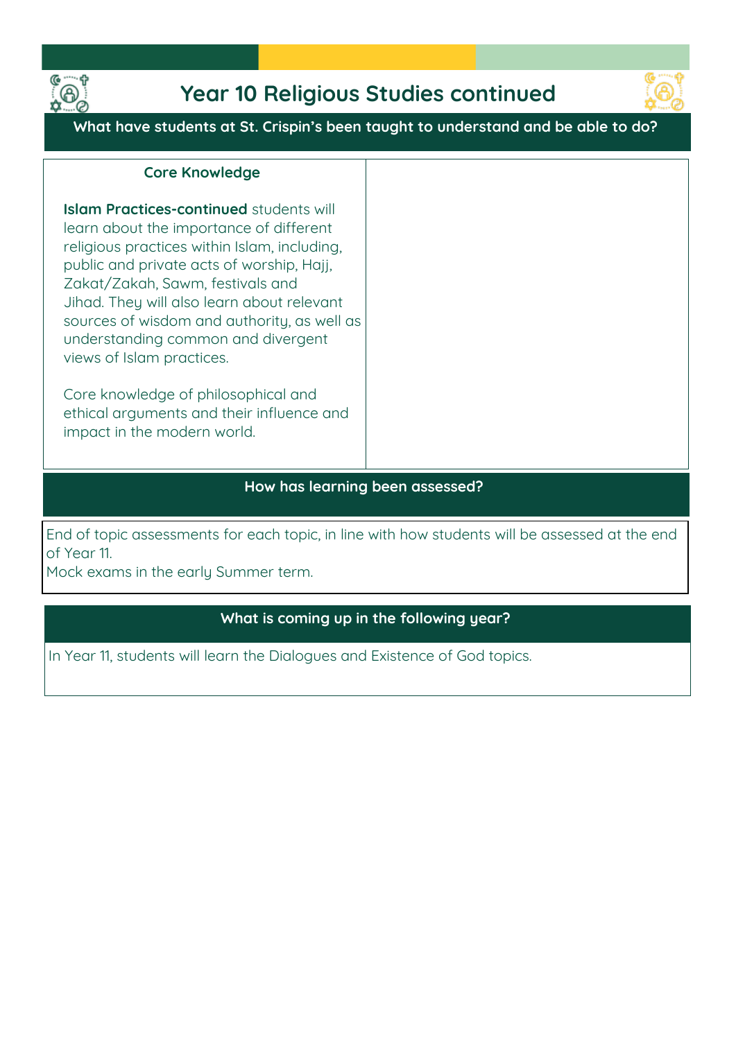# Year 10 Religious Studies continued

## What have students at St. Crispin's been taught to understand and be able to do?

| Core Knowledge | |
|---|---|
| **Islam Practices-continued** students will learn about the importance of different religious practices within Islam, including, public and private acts of worship, Hajj, Zakat/Zakah, Sawm, festivals and Jihad. They will also learn about relevant sources of wisdom and authority, as well as understanding common and divergent views of Islam practices.<br><br>Core knowledge of philosophical and ethical arguments and their influence and impact in the modern world. | |

## How has learning been assessed?

End of topic assessments for each topic, in line with how students will be assessed at the end of Year 11.
Mock exams in the early Summer term.

## What is coming up in the following year?

In Year 11, students will learn the Dialogues and Existence of God topics.